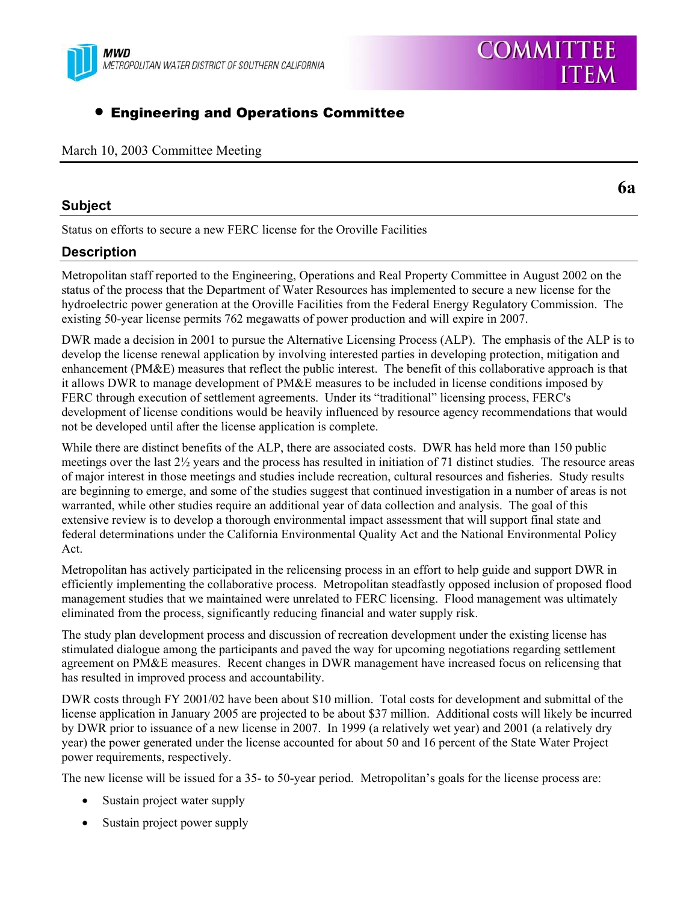MWD

METROPOLITAN WATER DISTRICT OF SOUTHERN CALIFORNIA

**COMMITTEE ITEM**

- **Engineering and Operations Committee**

March 10, 2003 Committee Meeting

**6a**

## Subject

Status on efforts to secure a new FERC license for the Oroville Facilities

## Description

Metropolitan staff reported to the Engineering, Operations and Real Property Committee in August 2002 on the status of the process that the Department of Water Resources has implemented to secure a new license for the hydroelectric power generation at the Oroville Facilities from the Federal Energy Regulatory Commission. The existing 50-year license permits 762 megawatts of power production and will expire in 2007.

DWR made a decision in 2001 to pursue the Alternative Licensing Process (ALP). The emphasis of the ALP is to develop the license renewal application by involving interested parties in developing protection, mitigation and enhancement (PM&E) measures that reflect the public interest. The benefit of this collaborative approach is that it allows DWR to manage development of PM&E measures to be included in license conditions imposed by FERC through execution of settlement agreements. Under its "traditional" licensing process, FERC's development of license conditions would be heavily influenced by resource agency recommendations that would not be developed until after the license application is complete.

While there are distinct benefits of the ALP, there are associated costs. DWR has held more than 150 public meetings over the last 2½ years and the process has resulted in initiation of 71 distinct studies. The resource areas of major interest in those meetings and studies include recreation, cultural resources and fisheries. Study results are beginning to emerge, and some of the studies suggest that continued investigation in a number of areas is not warranted, while other studies require an additional year of data collection and analysis. The goal of this extensive review is to develop a thorough environmental impact assessment that will support final state and federal determinations under the California Environmental Quality Act and the National Environmental Policy Act.

Metropolitan has actively participated in the relicensing process in an effort to help guide and support DWR in efficiently implementing the collaborative process. Metropolitan steadfastly opposed inclusion of proposed flood management studies that we maintained were unrelated to FERC licensing. Flood management was ultimately eliminated from the process, significantly reducing financial and water supply risk.

The study plan development process and discussion of recreation development under the existing license has stimulated dialogue among the participants and paved the way for upcoming negotiations regarding settlement agreement on PM&E measures. Recent changes in DWR management have increased focus on relicensing that has resulted in improved process and accountability.

DWR costs through FY 2001/02 have been about $10 million. Total costs for development and submittal of the license application in January 2005 are projected to be about $37 million. Additional costs will likely be incurred by DWR prior to issuance of a new license in 2007. In 1999 (a relatively wet year) and 2001 (a relatively dry year) the power generated under the license accounted for about 50 and 16 percent of the State Water Project power requirements, respectively.

The new license will be issued for a 35- to 50-year period. Metropolitan's goals for the license process are:

- Sustain project water supply
- Sustain project power supply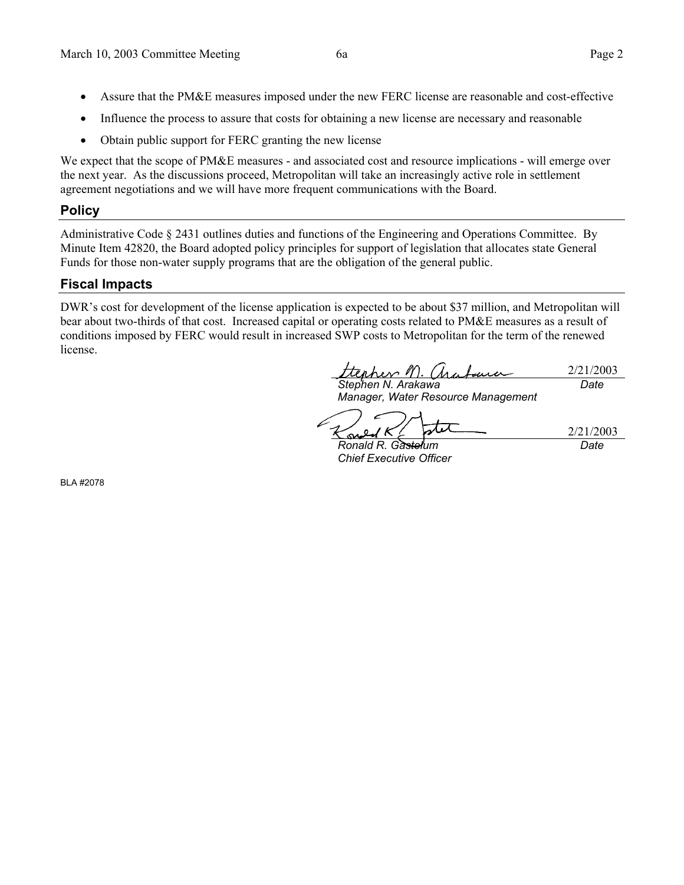- Assure that the PM&E measures imposed under the new FERC license are reasonable and cost-effective
- Influence the process to assure that costs for obtaining a new license are necessary and reasonable
- Obtain public support for FERC granting the new license

We expect that the scope of PM&E measures - and associated cost and resource implications - will emerge over the next year. As the discussions proceed, Metropolitan will take an increasingly active role in settlement agreement negotiations and we will have more frequent communications with the Board.

## Policy

Administrative Code § 2431 outlines duties and functions of the Engineering and Operations Committee. By Minute Item 42820, the Board adopted policy principles for support of legislation that allocates state General Funds for those non-water supply programs that are the obligation of the general public.

## Fiscal Impacts

DWR's cost for development of the license application is expected to be about $37 million, and Metropolitan will bear about two-thirds of that cost. Increased capital or operating costs related to PM&E measures as a result of conditions imposed by FERC would result in increased SWP costs to Metropolitan for the term of the renewed license.

| | |
|---|---|
| *Stephen N. Arakawa*<br>*Manager, Water Resource Management* | 2/21/2003<br>*Date* |
| *Ronald R. Gastelum*<br>*Chief Executive Officer* | 2/21/2003<br>*Date* |

BLA #2078